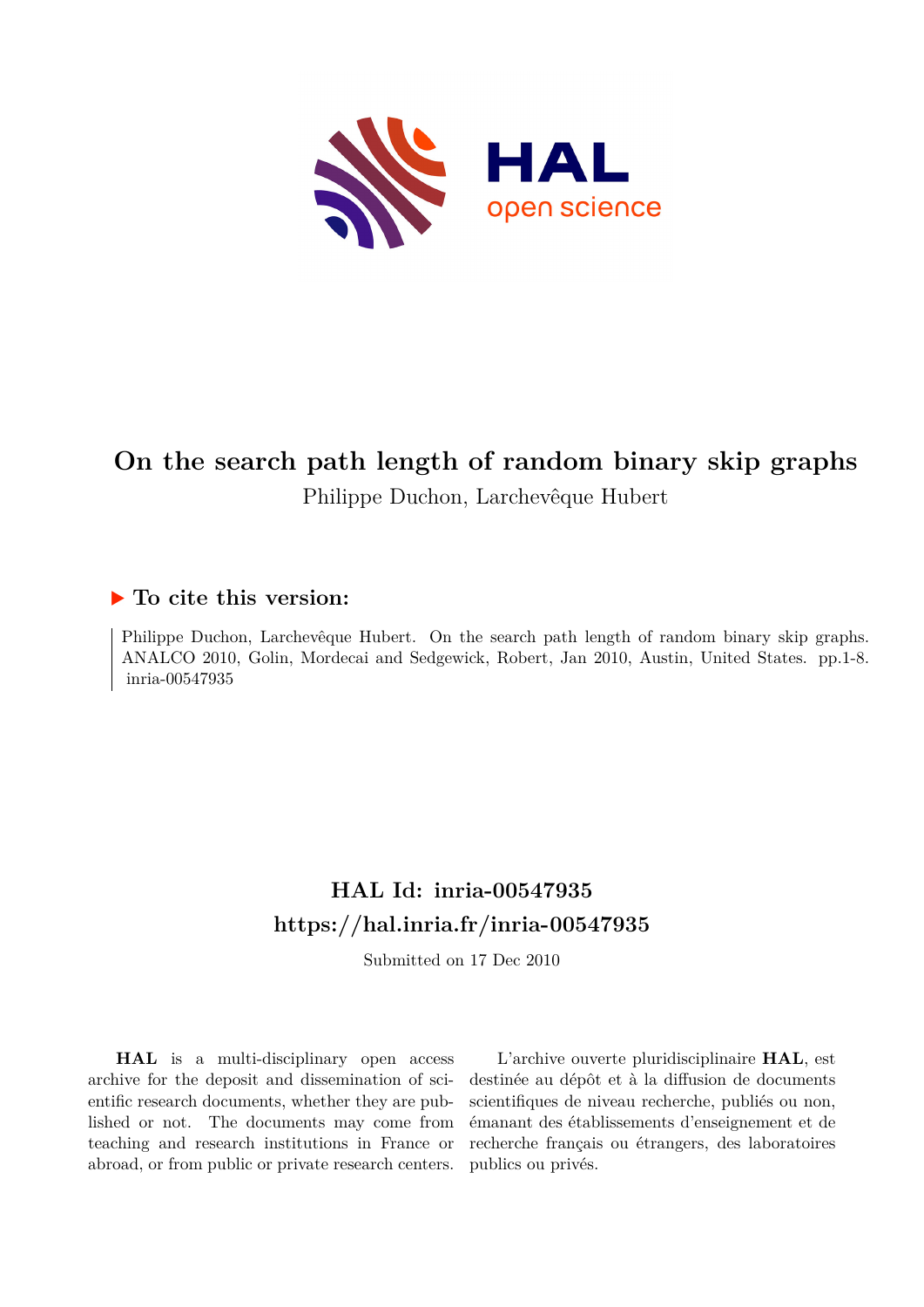# On the search path length of random binary skip graphs

Philippe Duchon, Larchevêque Hubert

## ▶ To cite this version:

Philippe Duchon, Larchevêque Hubert. On the search path length of random binary skip graphs. ANALCO 2010, Golin, Mordecai and Sedgewick, Robert, Jan 2010, Austin, United States. pp.1-8. inria-00547935

## HAL Id: inria-00547935
## https://hal.inria.fr/inria-00547935

Submitted on 17 Dec 2010

**HAL** is a multi-disciplinary open access archive for the deposit and dissemination of scientific research documents, whether they are published or not. The documents may come from teaching and research institutions in France or abroad, or from public or private research centers.

L'archive ouverte pluridisciplinaire **HAL**, est destinée au dépôt et à la diffusion de documents scientifiques de niveau recherche, publiés ou non, émanant des établissements d'enseignement et de recherche français ou étrangers, des laboratoires publics ou privés.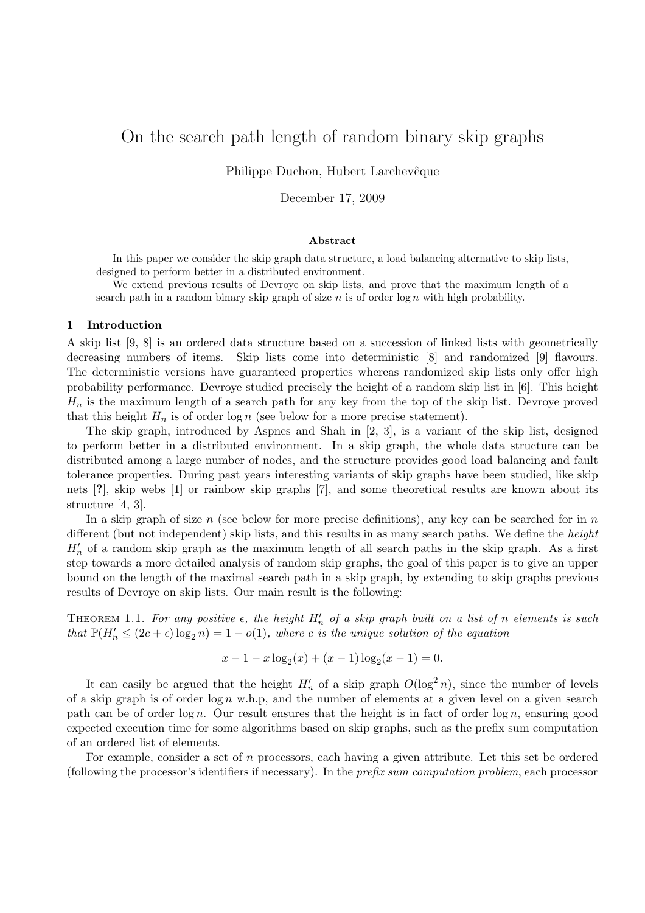# On the search path length of random binary skip graphs

Philippe Duchon, Hubert Larchevêque

December 17, 2009

### Abstract

In this paper we consider the skip graph data structure, a load balancing alternative to skip lists, designed to perform better in a distributed environment.

We extend previous results of Devroye on skip lists, and prove that the maximum length of a search path in a random binary skip graph of size $n$ is of order $\log n$ with high probability.

## 1 Introduction

A skip list [9, 8] is an ordered data structure based on a succession of linked lists with geometrically decreasing numbers of items. Skip lists come into deterministic [8] and randomized [9] flavours. The deterministic versions have guaranteed properties whereas randomized skip lists only offer high probability performance. Devroye studied precisely the height of a random skip list in [6]. This height $H_n$ is the maximum length of a search path for any key from the top of the skip list. Devroye proved that this height $H_n$ is of order $\log n$ (see below for a more precise statement).

The skip graph, introduced by Aspnes and Shah in [2, 3], is a variant of the skip list, designed to perform better in a distributed environment. In a skip graph, the whole data structure can be distributed among a large number of nodes, and the structure provides good load balancing and fault tolerance properties. During past years interesting variants of skip graphs have been studied, like skip nets [?], skip webs [1] or rainbow skip graphs [7], and some theoretical results are known about its structure [4, 3].

In a skip graph of size $n$ (see below for more precise definitions), any key can be searched for in $n$ different (but not independent) skip lists, and this results in as many search paths. We define the *height* $H'_n$ of a random skip graph as the maximum length of all search paths in the skip graph. As a first step towards a more detailed analysis of random skip graphs, the goal of this paper is to give an upper bound on the length of the maximal search path in a skip graph, by extending to skip graphs previous results of Devroye on skip lists. Our main result is the following:

THEOREM 1.1. *For any positive $\epsilon$, the height $H'_n$ of a skip graph built on a list of $n$ elements is such that $\mathbb{P}(H'_n \leq (2c+\epsilon)\log_2 n) = 1 - o(1)$, where $c$ is the unique solution of the equation*

$$x - 1 - x\log_2(x) + (x-1)\log_2(x-1) = 0.$$

It can easily be argued that the height $H'_n$ of a skip graph $O(\log^2 n)$, since the number of levels of a skip graph is of order $\log n$ w.h.p, and the number of elements at a given level on a given search path can be of order $\log n$. Our result ensures that the height is in fact of order $\log n$, ensuring good expected execution time for some algorithms based on skip graphs, such as the prefix sum computation of an ordered list of elements.

For example, consider a set of $n$ processors, each having a given attribute. Let this set be ordered (following the processor's identifiers if necessary). In the *prefix sum computation problem*, each processor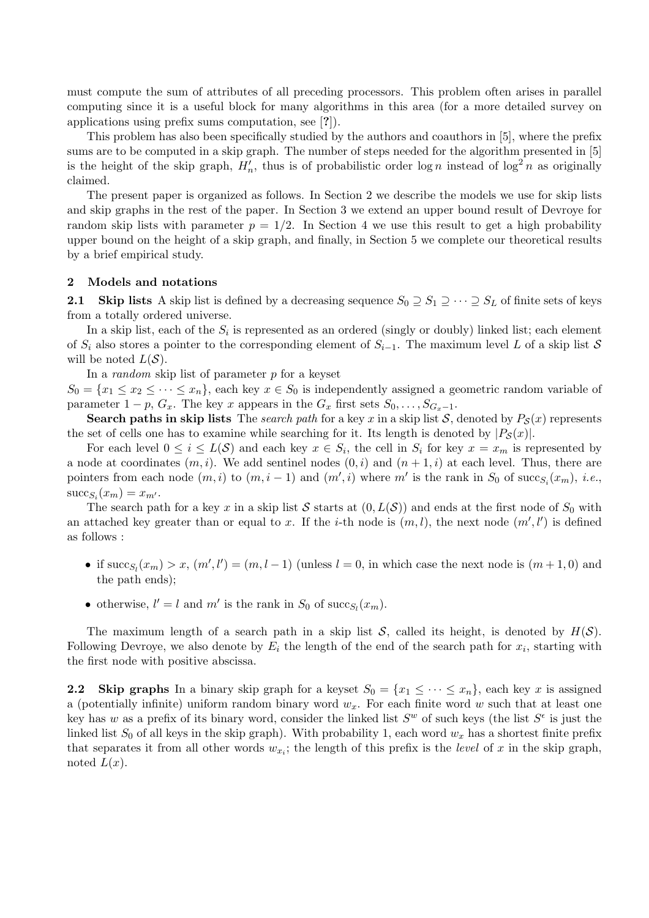must compute the sum of attributes of all preceding processors. This problem often arises in parallel computing since it is a useful block for many algorithms in this area (for a more detailed survey on applications using prefix sums computation, see [?]).

This problem has also been specifically studied by the authors and coauthors in [5], where the prefix sums are to be computed in a skip graph. The number of steps needed for the algorithm presented in [5] is the height of the skip graph, $H'_n$, thus is of probabilistic order $\log n$ instead of $\log^2 n$ as originally claimed.

The present paper is organized as follows. In Section 2 we describe the models we use for skip lists and skip graphs in the rest of the paper. In Section 3 we extend an upper bound result of Devroye for random skip lists with parameter $p = 1/2$. In Section 4 we use this result to get a high probability upper bound on the height of a skip graph, and finally, in Section 5 we complete our theoretical results by a brief empirical study.

## 2 Models and notations

**2.1 Skip lists** A skip list is defined by a decreasing sequence $S_0 \supseteq S_1 \supseteq \cdots \supseteq S_L$ of finite sets of keys from a totally ordered universe.

In a skip list, each of the $S_i$ is represented as an ordered (singly or doubly) linked list; each element of $S_i$ also stores a pointer to the corresponding element of $S_{i-1}$. The maximum level $L$ of a skip list $\mathcal{S}$ will be noted $L(\mathcal{S})$.

In a *random* skip list of parameter $p$ for a keyset $S_0 = \{x_1 \leq x_2 \leq \cdots \leq x_n\}$, each key $x \in S_0$ is independently assigned a geometric random variable of parameter $1-p$, $G_x$. The key $x$ appears in the $G_x$ first sets $S_0, \ldots, S_{G_x - 1}$.

**Search paths in skip lists** The *search path* for a key $x$ in a skip list $\mathcal{S}$, denoted by $P_{\mathcal{S}}(x)$ represents the set of cells one has to examine while searching for it. Its length is denoted by $|P_{\mathcal{S}}(x)|$.

For each level $0 \leq i \leq L(\mathcal{S})$ and each key $x \in S_i$, the cell in $S_i$ for key $x = x_m$ is represented by a node at coordinates $(m, i)$. We add sentinel nodes $(0, i)$ and $(n+1, i)$ at each level. Thus, there are pointers from each node $(m, i)$ to $(m, i-1)$ and $(m', i)$ where $m'$ is the rank in $S_0$ of $\mathrm{succ}_{S_i}(x_m)$, *i.e.*, $\mathrm{succ}_{S_i}(x_m) = x_{m'}$.

The search path for a key $x$ in a skip list $\mathcal{S}$ starts at $(0, L(\mathcal{S}))$ and ends at the first node of $S_0$ with an attached key greater than or equal to $x$. If the $i$-th node is $(m, l)$, the next node $(m', l')$ is defined as follows :

- if $\mathrm{succ}_{S_l}(x_m) > x$, $(m', l') = (m, l-1)$ (unless $l = 0$, in which case the next node is $(m+1, 0)$ and the path ends);
- otherwise, $l' = l$ and $m'$ is the rank in $S_0$ of $\mathrm{succ}_{S_l}(x_m)$.

The maximum length of a search path in a skip list $\mathcal{S}$, called its height, is denoted by $H(\mathcal{S})$. Following Devroye, we also denote by $E_i$ the length of the end of the search path for $x_i$, starting with the first node with positive abscissa.

**2.2 Skip graphs** In a binary skip graph for a keyset $S_0 = \{x_1 \leq \cdots \leq x_n\}$, each key $x$ is assigned a (potentially infinite) uniform random binary word $w_x$. For each finite word $w$ such that at least one key has $w$ as a prefix of its binary word, consider the linked list $S^w$ of such keys (the list $S^\epsilon$ is just the linked list $S_0$ of all keys in the skip graph). With probability 1, each word $w_x$ has a shortest finite prefix that separates it from all other words $w_{x_i}$; the length of this prefix is the *level* of $x$ in the skip graph, noted $L(x)$.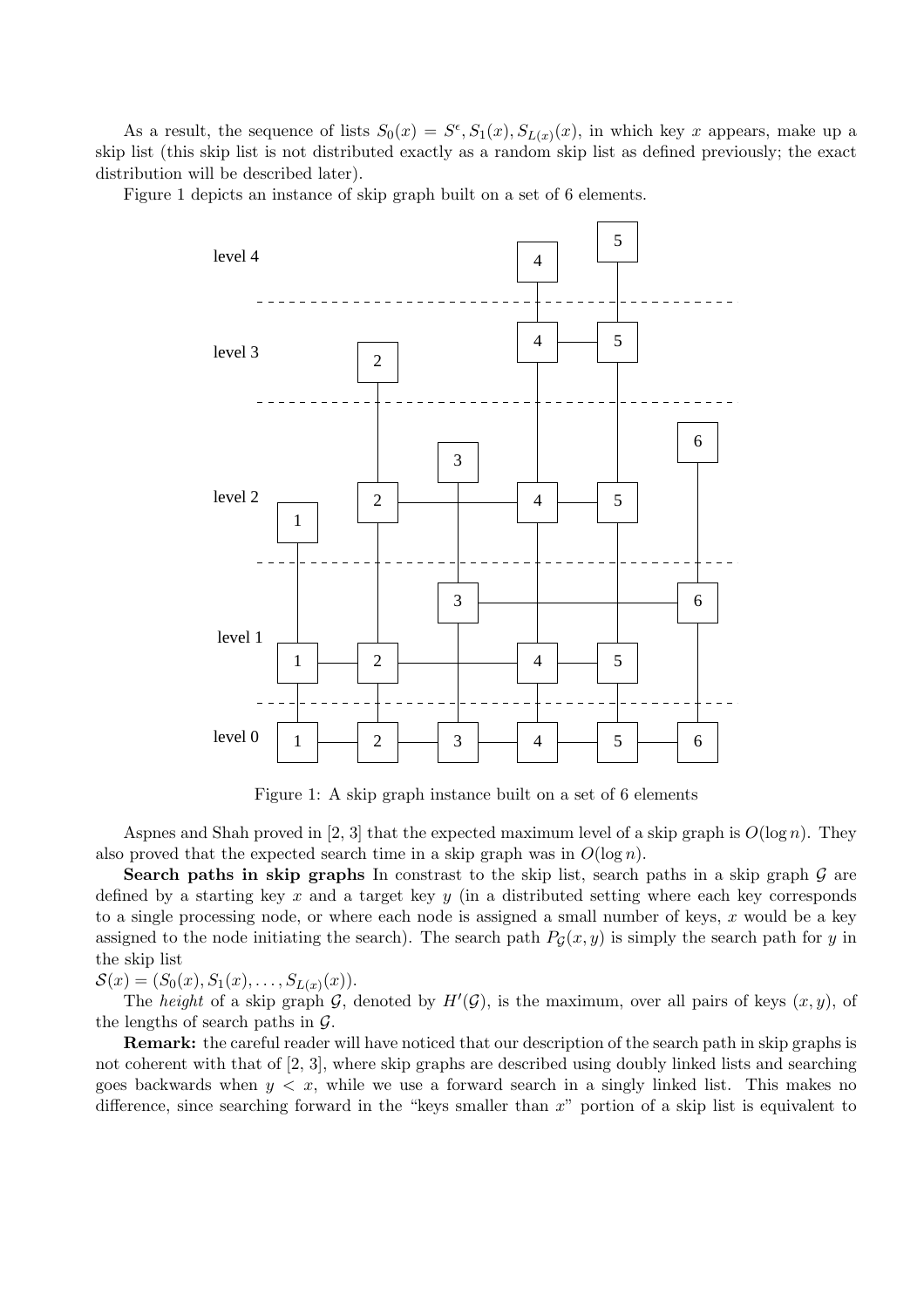As a result, the sequence of lists $S_0(x) = S^\epsilon, S_1(x), S_{L(x)}(x)$, in which key $x$ appears, make up a skip list (this skip list is not distributed exactly as a random skip list as defined previously; the exact distribution will be described later).

Figure 1 depicts an instance of skip graph built on a set of 6 elements.

Figure 1: A skip graph instance built on a set of 6 elements

Aspnes and Shah proved in [2, 3] that the expected maximum level of a skip graph is $O(\log n)$. They also proved that the expected search time in a skip graph was in $O(\log n)$.

**Search paths in skip graphs** In constrast to the skip list, search paths in a skip graph $\mathcal{G}$ are defined by a starting key $x$ and a target key $y$ (in a distributed setting where each key corresponds to a single processing node, or where each node is assigned a small number of keys, $x$ would be a key assigned to the node initiating the search). The search path $P_{\mathcal{G}}(x, y)$ is simply the search path for $y$ in the skip list
$\mathcal{S}(x) = (S_0(x), S_1(x), \ldots, S_{L(x)}(x))$.

The *height* of a skip graph $\mathcal{G}$, denoted by $H'(\mathcal{G})$, is the maximum, over all pairs of keys $(x, y)$, of the lengths of search paths in $\mathcal{G}$.

**Remark:** the careful reader will have noticed that our description of the search path in skip graphs is not coherent with that of [2, 3], where skip graphs are described using doubly linked lists and searching goes backwards when $y < x$, while we use a forward search in a singly linked list. This makes no difference, since searching forward in the "keys smaller than $x$" portion of a skip list is equivalent to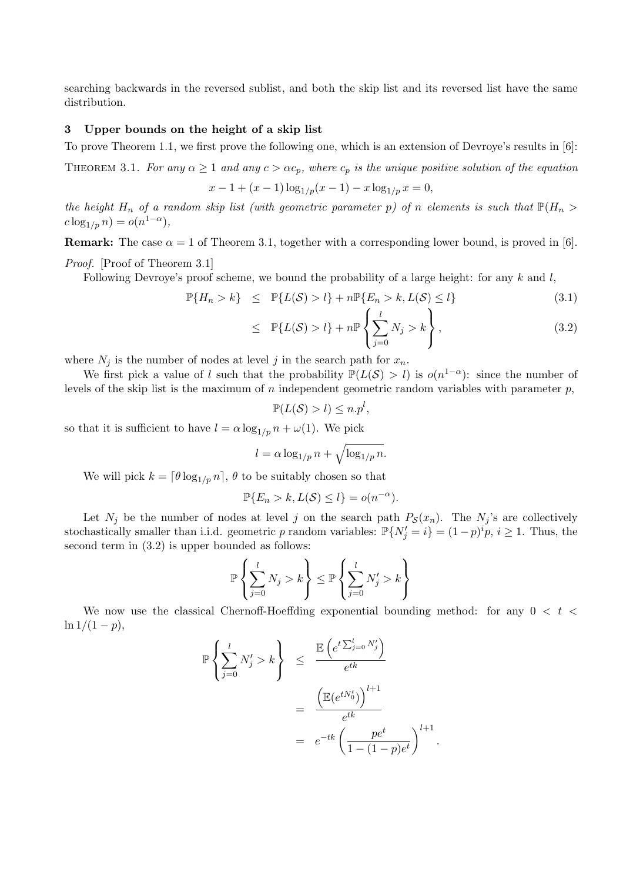searching backwards in the reversed sublist, and both the skip list and its reversed list have the same distribution.

## 3 Upper bounds on the height of a skip list

To prove Theorem 1.1, we first prove the following one, which is an extension of Devroye's results in [6]:

THEOREM 3.1. *For any $\alpha \geq 1$ and any $c > \alpha c_p$, where $c_p$ is the unique positive solution of the equation*

$$x - 1 + (x-1)\log_{1/p}(x-1) - x\log_{1/p} x = 0,$$

*the height $H_n$ of a random skip list (with geometric parameter $p$) of $n$ elements is such that $\mathbb{P}(H_n > c\log_{1/p} n) = o(n^{1-\alpha})$,*

**Remark:** The case $\alpha = 1$ of Theorem 3.1, together with a corresponding lower bound, is proved in [6].

*Proof.* [Proof of Theorem 3.1]

Following Devroye's proof scheme, we bound the probability of a large height: for any $k$ and $l$,

$$
\begin{aligned}
\mathbb{P}\{H_n > k\} &\leq \mathbb{P}\{L(\mathcal{S}) > l\} + n\mathbb{P}\{E_n > k, L(\mathcal{S}) \leq l\} && (3.1)\\
&\leq \mathbb{P}\{L(\mathcal{S}) > l\} + n\mathbb{P}\left\{\sum_{j=0}^{l} N_j > k\right\}, && (3.2)
\end{aligned}
$$

where $N_j$ is the number of nodes at level $j$ in the search path for $x_n$.

We first pick a value of $l$ such that the probability $\mathbb{P}(L(\mathcal{S}) > l)$ is $o(n^{1-\alpha})$: since the number of levels of the skip list is the maximum of $n$ independent geometric random variables with parameter $p$,

$$\mathbb{P}(L(\mathcal{S}) > l) \leq n.p^l,$$

so that it is sufficient to have $l = \alpha \log_{1/p} n + \omega(1)$. We pick

$$l = \alpha \log_{1/p} n + \sqrt{\log_{1/p} n}.$$

We will pick $k = \lceil \theta \log_{1/p} n \rceil$, $\theta$ to be suitably chosen so that

$$\mathbb{P}\{E_n > k, L(\mathcal{S}) \leq l\} = o(n^{-\alpha}).$$

Let $N_j$ be the number of nodes at level $j$ on the search path $P_{\mathcal{S}}(x_n)$. The $N_j$'s are collectively stochastically smaller than i.i.d. geometric $p$ random variables: $\mathbb{P}\{N'_j = i\} = (1-p)^i p$, $i \geq 1$. Thus, the second term in (3.2) is upper bounded as follows:

$$\mathbb{P}\left\{\sum_{j=0}^{l} N_j > k\right\} \leq \mathbb{P}\left\{\sum_{j=0}^{l} N'_j > k\right\}$$

We now use the classical Chernoff-Hoeffding exponential bounding method: for any $0 < t < \ln 1/(1-p)$,

$$
\begin{aligned}
\mathbb{P}\left\{\sum_{j=0}^{l} N'_j > k\right\} &\leq \frac{\mathbb{E}\left(e^{t\sum_{j=0}^{l} N'_j}\right)}{e^{tk}}\\
&= \frac{\left(\mathbb{E}(e^{tN'_0})\right)^{l+1}}{e^{tk}}\\
&= e^{-tk}\left(\frac{pe^t}{1-(1-p)e^t}\right)^{l+1}.
\end{aligned}
$$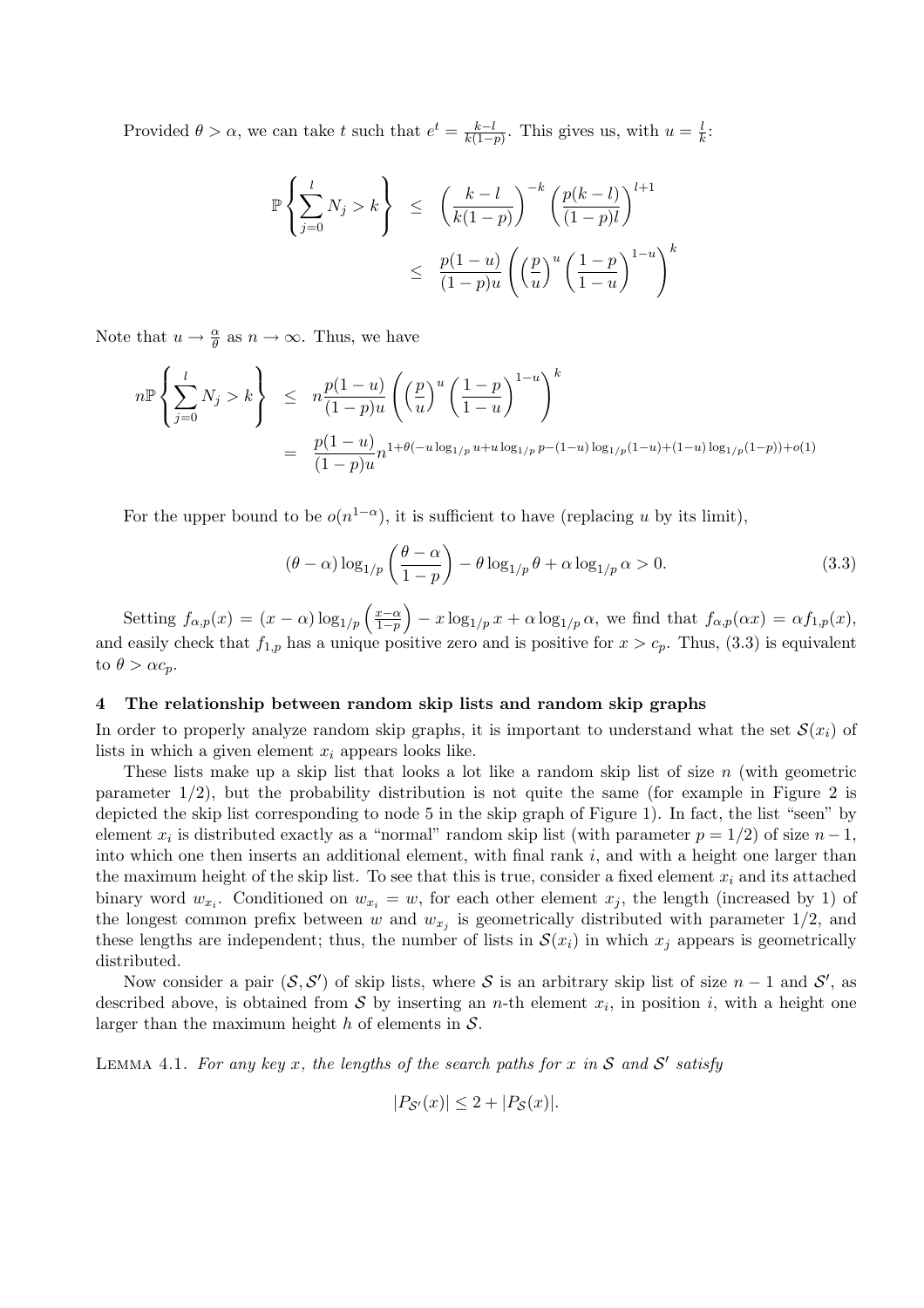Provided $\theta > \alpha$, we can take $t$ such that $e^t = \frac{k-l}{k(1-p)}$. This gives us, with $u = \frac{l}{k}$:

$$
\begin{aligned}
\mathbb{P}\left\{\sum_{j=0}^{l} N_j > k\right\} &\leq \left(\frac{k-l}{k(1-p)}\right)^{-k}\left(\frac{p(k-l)}{(1-p)l}\right)^{l+1} \\
&\leq \frac{p(1-u)}{(1-p)u}\left(\left(\frac{p}{u}\right)^{u}\left(\frac{1-p}{1-u}\right)^{1-u}\right)^{k}
\end{aligned}
$$

Note that $u \to \frac{\alpha}{\theta}$ as $n \to \infty$. Thus, we have

$$
\begin{aligned}
n\mathbb{P}\left\{\sum_{j=0}^{l} N_j > k\right\} &\leq n\frac{p(1-u)}{(1-p)u}\left(\left(\frac{p}{u}\right)^{u}\left(\frac{1-p}{1-u}\right)^{1-u}\right)^{k} \\
&= \frac{p(1-u)}{(1-p)u} n^{1+\theta(-u\log_{1/p} u + u\log_{1/p} p - (1-u)\log_{1/p}(1-u) + (1-u)\log_{1/p}(1-p)) + o(1)}
\end{aligned}
$$

For the upper bound to be $o(n^{1-\alpha})$, it is sufficient to have (replacing $u$ by its limit),

$$
(\theta-\alpha)\log_{1/p}\left(\frac{\theta-\alpha}{1-p}\right) - \theta\log_{1/p}\theta + \alpha\log_{1/p}\alpha > 0. \tag{3.3}
$$

Setting $f_{\alpha,p}(x) = (x-\alpha)\log_{1/p}\left(\frac{x-\alpha}{1-p}\right) - x\log_{1/p} x + \alpha\log_{1/p}\alpha$, we find that $f_{\alpha,p}(\alpha x) = \alpha f_{1,p}(x)$, and easily check that $f_{1,p}$ has a unique positive zero and is positive for $x > c_p$. Thus, (3.3) is equivalent to $\theta > \alpha c_p$.

## 4 The relationship between random skip lists and random skip graphs

In order to properly analyze random skip graphs, it is important to understand what the set $\mathcal{S}(x_i)$ of lists in which a given element $x_i$ appears looks like.

These lists make up a skip list that looks a lot like a random skip list of size $n$ (with geometric parameter $1/2$), but the probability distribution is not quite the same (for example in Figure 2 is depicted the skip list corresponding to node 5 in the skip graph of Figure 1). In fact, the list "seen" by element $x_i$ is distributed exactly as a "normal" random skip list (with parameter $p = 1/2$) of size $n-1$, into which one then inserts an additional element, with final rank $i$, and with a height one larger than the maximum height of the skip list. To see that this is true, consider a fixed element $x_i$ and its attached binary word $w_{x_i}$. Conditioned on $w_{x_i} = w$, for each other element $x_j$, the length (increased by 1) of the longest common prefix between $w$ and $w_{x_j}$ is geometrically distributed with parameter $1/2$, and these lengths are independent; thus, the number of lists in $\mathcal{S}(x_i)$ in which $x_j$ appears is geometrically distributed.

Now consider a pair $(\mathcal{S}, \mathcal{S}')$ of skip lists, where $\mathcal{S}$ is an arbitrary skip list of size $n-1$ and $\mathcal{S}'$, as described above, is obtained from $\mathcal{S}$ by inserting an $n$-th element $x_i$, in position $i$, with a height one larger than the maximum height $h$ of elements in $\mathcal{S}$.

Lemma 4.1. *For any key $x$, the lengths of the search paths for $x$ in $\mathcal{S}$ and $\mathcal{S}'$ satisfy*

$$
|P_{\mathcal{S}'}(x)| \leq 2 + |P_{\mathcal{S}}(x)|.
$$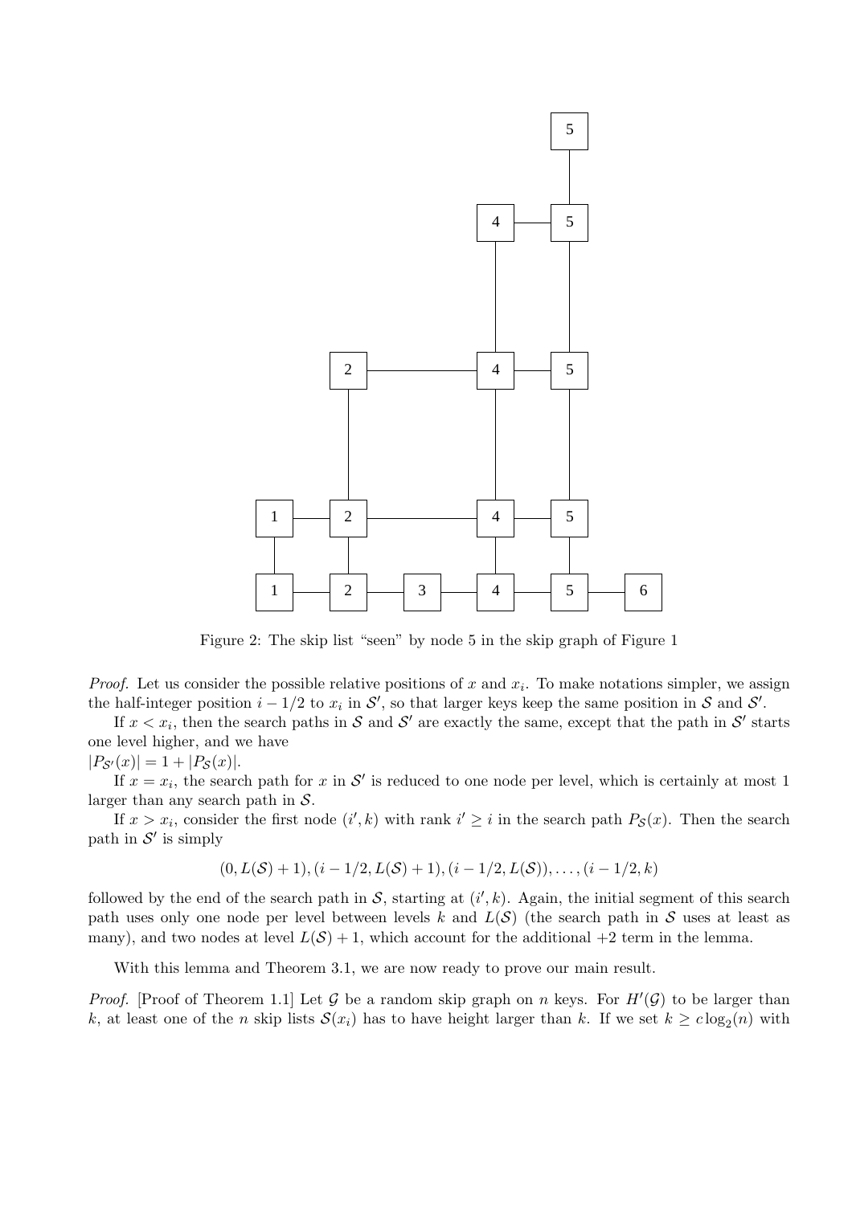Figure 2: The skip list "seen" by node 5 in the skip graph of Figure 1

*Proof.* Let us consider the possible relative positions of $x$ and $x_i$. To make notations simpler, we assign the half-integer position $i - 1/2$ to $x_i$ in $\mathcal{S}'$, so that larger keys keep the same position in $\mathcal{S}$ and $\mathcal{S}'$.

If $x < x_i$, then the search paths in $\mathcal{S}$ and $\mathcal{S}'$ are exactly the same, except that the path in $\mathcal{S}'$ starts one level higher, and we have
$|P_{\mathcal{S}'}(x)| = 1 + |P_{\mathcal{S}}(x)|$.

If $x = x_i$, the search path for $x$ in $\mathcal{S}'$ is reduced to one node per level, which is certainly at most 1 larger than any search path in $\mathcal{S}$.

If $x > x_i$, consider the first node $(i', k)$ with rank $i' \geq i$ in the search path $P_{\mathcal{S}}(x)$. Then the search path in $\mathcal{S}'$ is simply

$$(0, L(\mathcal{S}) + 1), (i - 1/2, L(\mathcal{S}) + 1), (i - 1/2, L(\mathcal{S})), \ldots, (i - 1/2, k)$$

followed by the end of the search path in $\mathcal{S}$, starting at $(i', k)$. Again, the initial segment of this search path uses only one node per level between levels $k$ and $L(\mathcal{S})$ (the search path in $\mathcal{S}$ uses at least as many), and two nodes at level $L(\mathcal{S}) + 1$, which account for the additional $+2$ term in the lemma.

With this lemma and Theorem 3.1, we are now ready to prove our main result.

*Proof.* [Proof of Theorem 1.1] Let $\mathcal{G}$ be a random skip graph on $n$ keys. For $H'(\mathcal{G})$ to be larger than $k$, at least one of the $n$ skip lists $\mathcal{S}(x_i)$ has to have height larger than $k$. If we set $k \geq c \log_2(n)$ with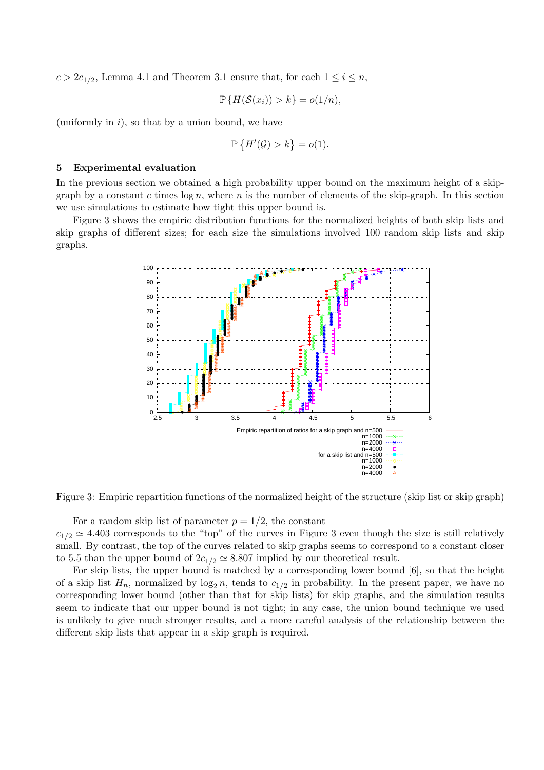$c > 2c_{1/2}$, Lemma 4.1 and Theorem 3.1 ensure that, for each $1 \leq i \leq n$,

$$\mathbb{P}\{H(\mathcal{S}(x_i)) > k\} = o(1/n),$$

(uniformly in $i$), so that by a union bound, we have

$$\mathbb{P}\{H'(\mathcal{G}) > k\} = o(1).$$

## 5 Experimental evaluation

In the previous section we obtained a high probability upper bound on the maximum height of a skip-graph by a constant $c$ times $\log n$, where $n$ is the number of elements of the skip-graph. In this section we use simulations to estimate how tight this upper bound is.

Figure 3 shows the empiric distribution functions for the normalized heights of both skip lists and skip graphs of different sizes; for each size the simulations involved 100 random skip lists and skip graphs.

Figure 3: Empiric repartition functions of the normalized height of the structure (skip list or skip graph)

For a random skip list of parameter $p = 1/2$, the constant $c_{1/2} \simeq 4.403$ corresponds to the "top" of the curves in Figure 3 even though the size is still relatively small. By contrast, the top of the curves related to skip graphs seems to correspond to a constant closer to 5.5 than the upper bound of $2c_{1/2} \simeq 8.807$ implied by our theoretical result.

For skip lists, the upper bound is matched by a corresponding lower bound [6], so that the height of a skip list $H_n$, normalized by $\log_2 n$, tends to $c_{1/2}$ in probability. In the present paper, we have no corresponding lower bound (other than that for skip lists) for skip graphs, and the simulation results seem to indicate that our upper bound is not tight; in any case, the union bound technique we used is unlikely to give much stronger results, and a more careful analysis of the relationship between the different skip lists that appear in a skip graph is required.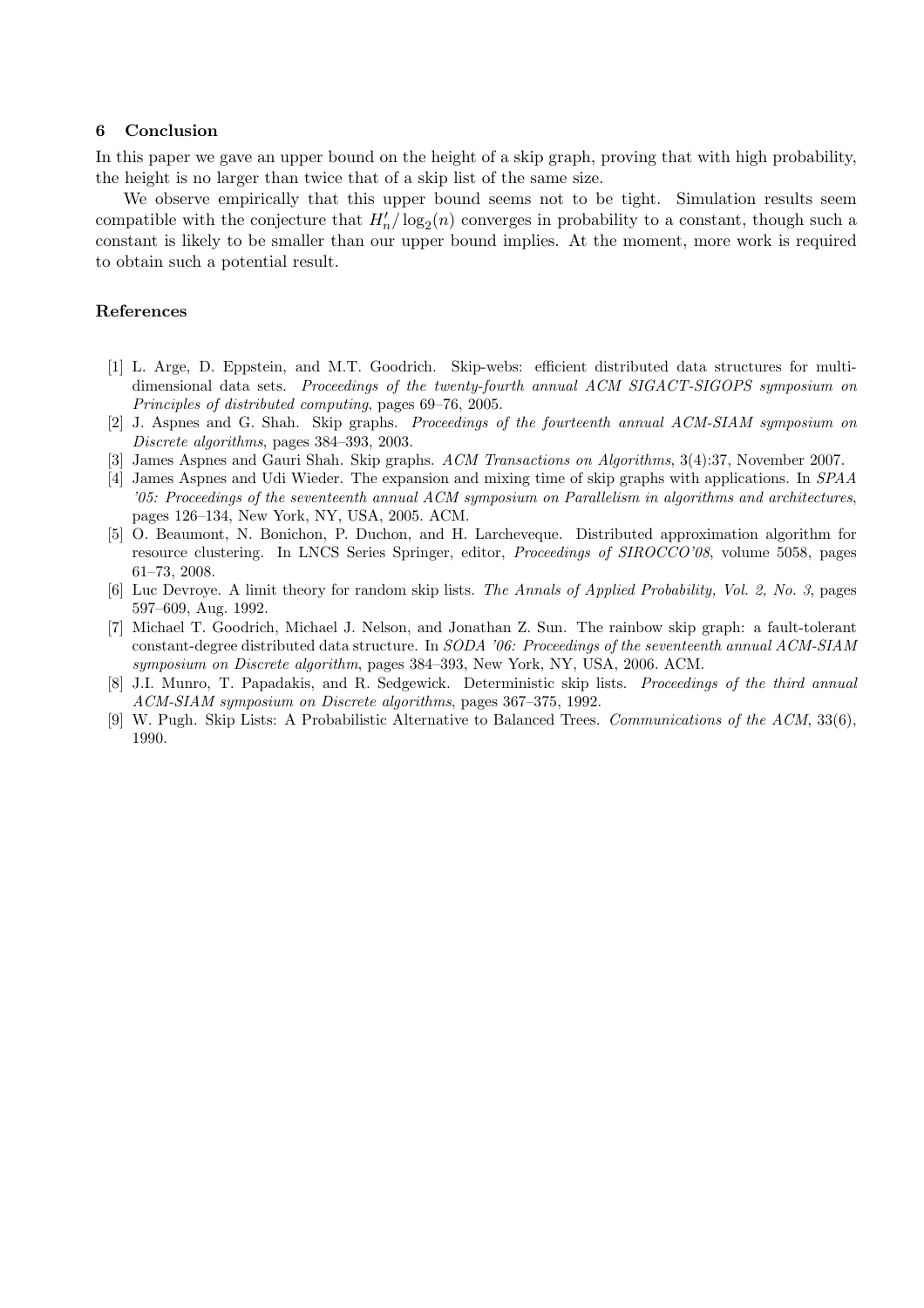## 6 Conclusion

In this paper we gave an upper bound on the height of a skip graph, proving that with high probability, the height is no larger than twice that of a skip list of the same size.

We observe empirically that this upper bound seems not to be tight. Simulation results seem compatible with the conjecture that $H'_n/\log_2(n)$ converges in probability to a constant, though such a constant is likely to be smaller than our upper bound implies. At the moment, more work is required to obtain such a potential result.

## References

[1] L. Arge, D. Eppstein, and M.T. Goodrich. Skip-webs: efficient distributed data structures for multi-dimensional data sets. *Proceedings of the twenty-fourth annual ACM SIGACT-SIGOPS symposium on Principles of distributed computing*, pages 69–76, 2005.

[2] J. Aspnes and G. Shah. Skip graphs. *Proceedings of the fourteenth annual ACM-SIAM symposium on Discrete algorithms*, pages 384–393, 2003.

[3] James Aspnes and Gauri Shah. Skip graphs. *ACM Transactions on Algorithms*, 3(4):37, November 2007.

[4] James Aspnes and Udi Wieder. The expansion and mixing time of skip graphs with applications. In *SPAA '05: Proceedings of the seventeenth annual ACM symposium on Parallelism in algorithms and architectures*, pages 126–134, New York, NY, USA, 2005. ACM.

[5] O. Beaumont, N. Bonichon, P. Duchon, and H. Larcheveque. Distributed approximation algorithm for resource clustering. In LNCS Series Springer, editor, *Proceedings of SIROCCO'08*, volume 5058, pages 61–73, 2008.

[6] Luc Devroye. A limit theory for random skip lists. *The Annals of Applied Probability, Vol. 2, No. 3*, pages 597–609, Aug. 1992.

[7] Michael T. Goodrich, Michael J. Nelson, and Jonathan Z. Sun. The rainbow skip graph: a fault-tolerant constant-degree distributed data structure. In *SODA '06: Proceedings of the seventeenth annual ACM-SIAM symposium on Discrete algorithm*, pages 384–393, New York, NY, USA, 2006. ACM.

[8] J.I. Munro, T. Papadakis, and R. Sedgewick. Deterministic skip lists. *Proceedings of the third annual ACM-SIAM symposium on Discrete algorithms*, pages 367–375, 1992.

[9] W. Pugh. Skip Lists: A Probabilistic Alternative to Balanced Trees. *Communications of the ACM*, 33(6), 1990.